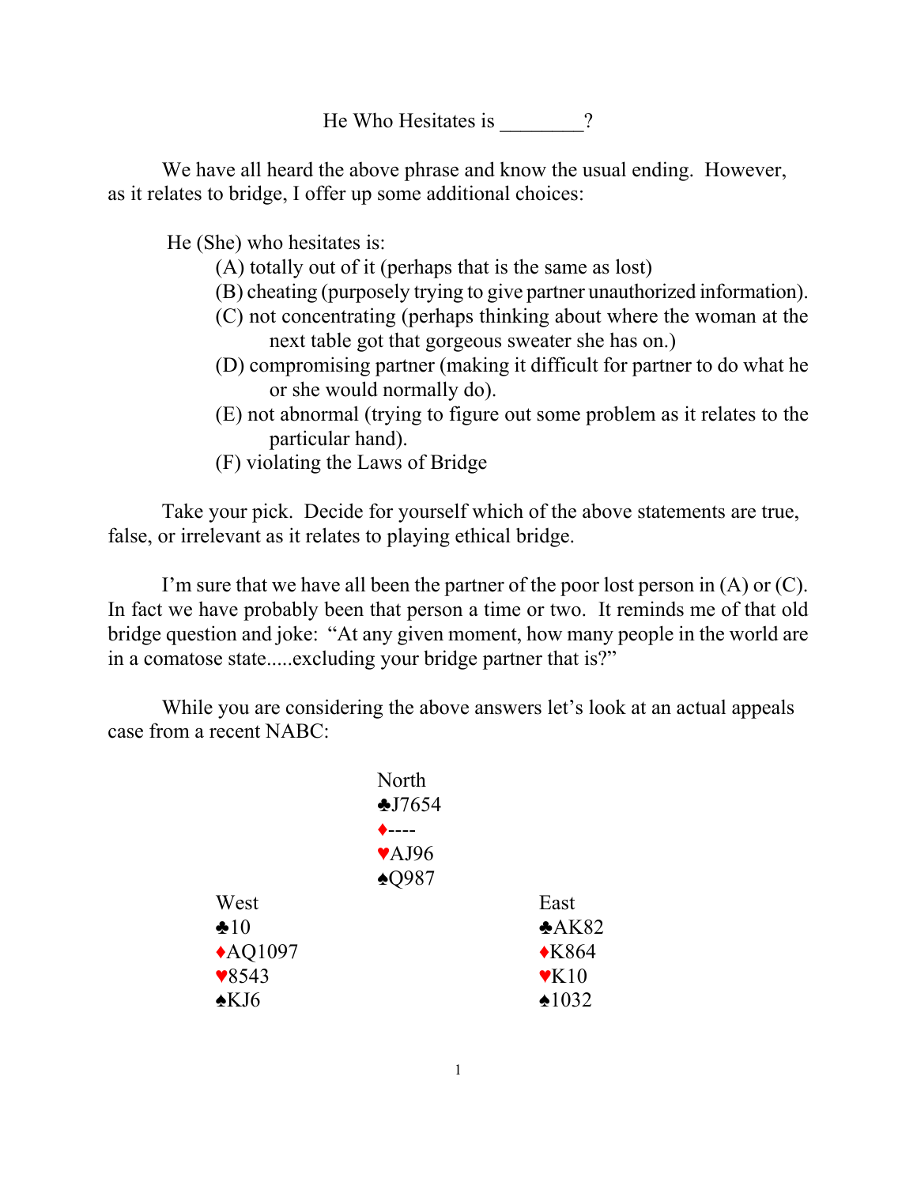# He Who Hesitates is ________?

We have all heard the above phrase and know the usual ending. However, as it relates to bridge, I offer up some additional choices:

He (She) who hesitates is:

(A) totally out of it (perhaps that is the same as lost)
(B) cheating (purposely trying to give partner unauthorized information).
(C) not concentrating (perhaps thinking about where the woman at the next table got that gorgeous sweater she has on.)
(D) compromising partner (making it difficult for partner to do what he or she would normally do).
(E) not abnormal (trying to figure out some problem as it relates to the particular hand).
(F) violating the Laws of Bridge

Take your pick. Decide for yourself which of the above statements are true, false, or irrelevant as it relates to playing ethical bridge.

I'm sure that we have all been the partner of the poor lost person in (A) or (C). In fact we have probably been that person a time or two. It reminds me of that old bridge question and joke: "At any given moment, how many people in the world are in a comatose state.....excluding your bridge partner that is?"

While you are considering the above answers let's look at an actual appeals case from a recent NABC:

| West | North | East |
|---|---|---|
| | ♣J7654 | |
| | ♦---- | |
| | ♥AJ96 | |
| | ♠Q987 | |
| ♣10 | | ♣AK82 |
| ♦AQ1097 | | ♦K864 |
| ♥8543 | | ♥K10 |
| ♠KJ6 | | ♠1032 |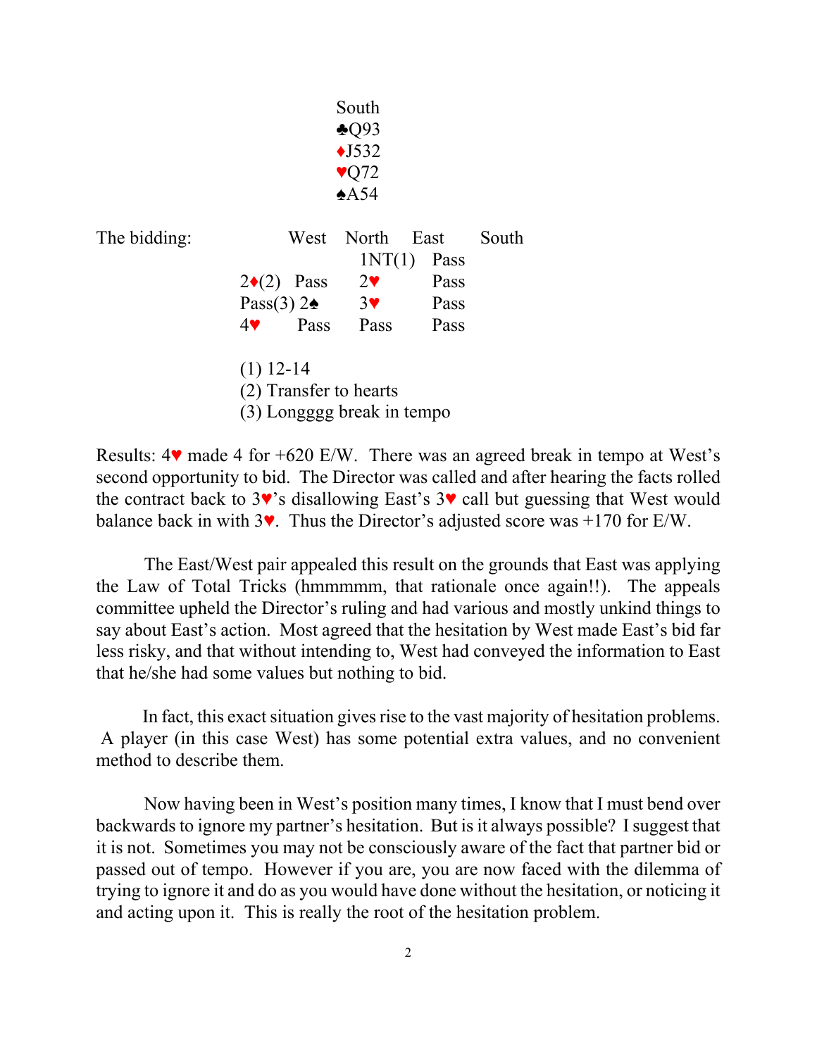South
♣Q93
♦J532
♥Q72
♠A54

The bidding:

| West | North | East | South |
|---|---|---|---|
| | 1NT(1) | Pass | |
| 2♦(2) | Pass | 2♥ | Pass |
| Pass(3) | 2♠ | 3♥ | Pass |
| 4♥ | Pass | Pass | Pass |

(1) 12-14
(2) Transfer to hearts
(3) Longggg break in tempo

Results: 4♥ made 4 for +620 E/W. There was an agreed break in tempo at West's second opportunity to bid. The Director was called and after hearing the facts rolled the contract back to 3♥'s disallowing East's 3♥ call but guessing that West would balance back in with 3♥. Thus the Director's adjusted score was +170 for E/W.

The East/West pair appealed this result on the grounds that East was applying the Law of Total Tricks (hmmmmm, that rationale once again!!). The appeals committee upheld the Director's ruling and had various and mostly unkind things to say about East's action. Most agreed that the hesitation by West made East's bid far less risky, and that without intending to, West had conveyed the information to East that he/she had some values but nothing to bid.

In fact, this exact situation gives rise to the vast majority of hesitation problems. A player (in this case West) has some potential extra values, and no convenient method to describe them.

Now having been in West's position many times, I know that I must bend over backwards to ignore my partner's hesitation. But is it always possible? I suggest that it is not. Sometimes you may not be consciously aware of the fact that partner bid or passed out of tempo. However if you are, you are now faced with the dilemma of trying to ignore it and do as you would have done without the hesitation, or noticing it and acting upon it. This is really the root of the hesitation problem.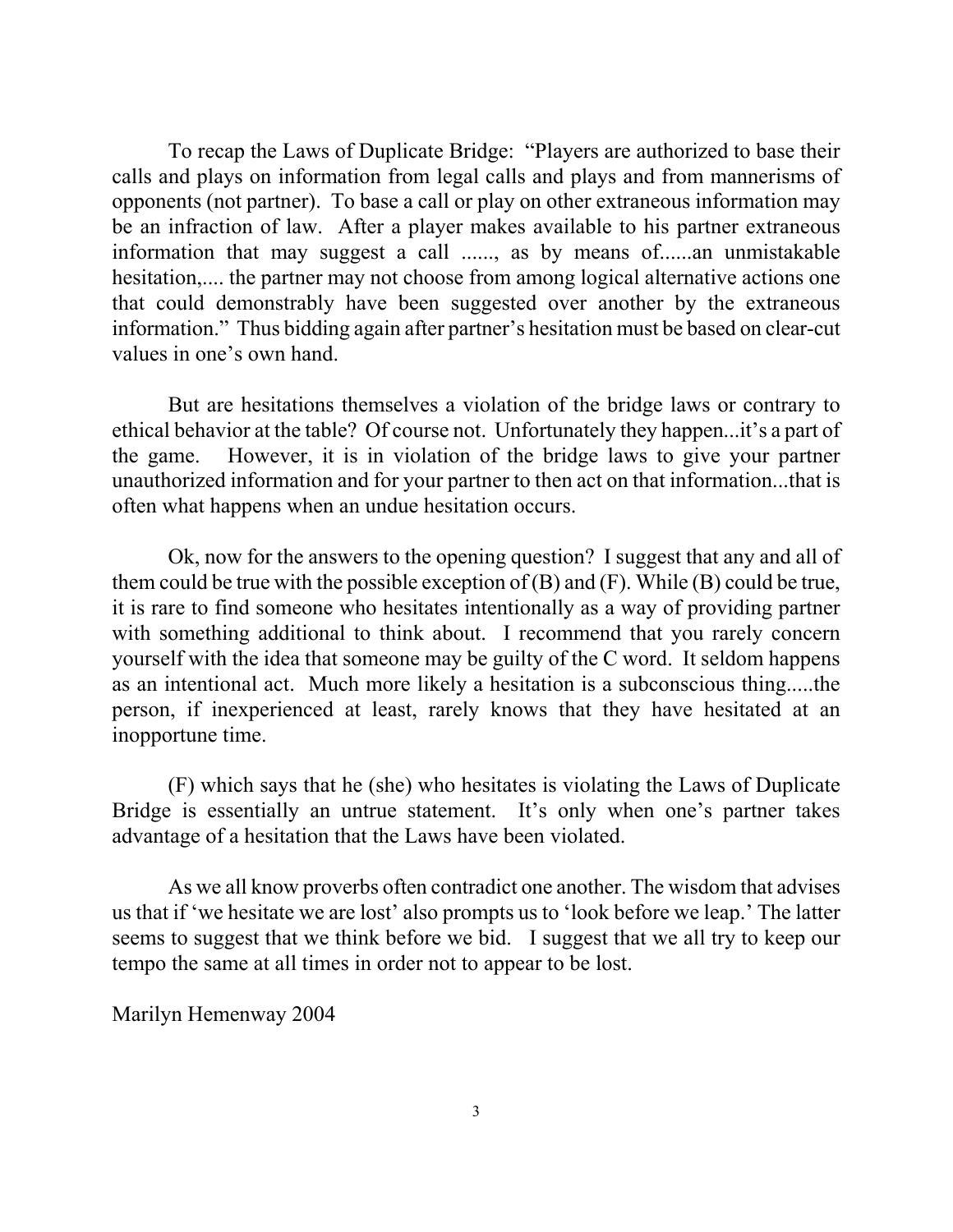To recap the Laws of Duplicate Bridge: "Players are authorized to base their calls and plays on information from legal calls and plays and from mannerisms of opponents (not partner). To base a call or play on other extraneous information may be an infraction of law. After a player makes available to his partner extraneous information that may suggest a call ......, as by means of......an unmistakable hesitation,.... the partner may not choose from among logical alternative actions one that could demonstrably have been suggested over another by the extraneous information." Thus bidding again after partner's hesitation must be based on clear-cut values in one's own hand.

But are hesitations themselves a violation of the bridge laws or contrary to ethical behavior at the table? Of course not. Unfortunately they happen...it's a part of the game. However, it is in violation of the bridge laws to give your partner unauthorized information and for your partner to then act on that information...that is often what happens when an undue hesitation occurs.

Ok, now for the answers to the opening question? I suggest that any and all of them could be true with the possible exception of (B) and (F). While (B) could be true, it is rare to find someone who hesitates intentionally as a way of providing partner with something additional to think about. I recommend that you rarely concern yourself with the idea that someone may be guilty of the C word. It seldom happens as an intentional act. Much more likely a hesitation is a subconscious thing.....the person, if inexperienced at least, rarely knows that they have hesitated at an inopportune time.

(F) which says that he (she) who hesitates is violating the Laws of Duplicate Bridge is essentially an untrue statement. It's only when one's partner takes advantage of a hesitation that the Laws have been violated.

As we all know proverbs often contradict one another. The wisdom that advises us that if 'we hesitate we are lost' also prompts us to 'look before we leap.' The latter seems to suggest that we think before we bid. I suggest that we all try to keep our tempo the same at all times in order not to appear to be lost.

Marilyn Hemenway 2004